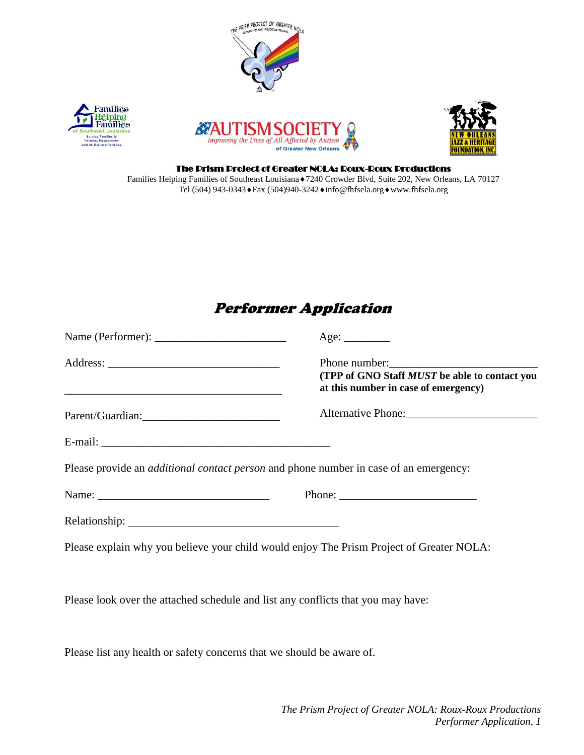**The Prism Project of Greater NOLA: Roux-Roux Productions**

Families Helping Families of Southeast Louisiana ♦ 7240 Crowder Blvd, Suite 202, New Orleans, LA 70127
Tel (504) 943-0343 ♦ Fax (504)940-3242 ♦ info@fhfsela.org ♦ www.fhfsela.org

# *Performer Application*

Name (Performer): _______________________ Age: ________

Address: ______________________________ Phone number:_________________________

______________________________________ **(TPP of GNO Staff *MUST* be able to contact you at this number in case of emergency)**

Parent/Guardian:________________________ Alternative Phone:______________________

E-mail: _________________________________________

Please provide an *additional contact person* and phone number in case of an emergency:

Name: ______________________________ Phone: ________________________

Relationship: _____________________________________

Please explain why you believe your child would enjoy The Prism Project of Greater NOLA:

Please look over the attached schedule and list any conflicts that you may have:

Please list any health or safety concerns that we should be aware of.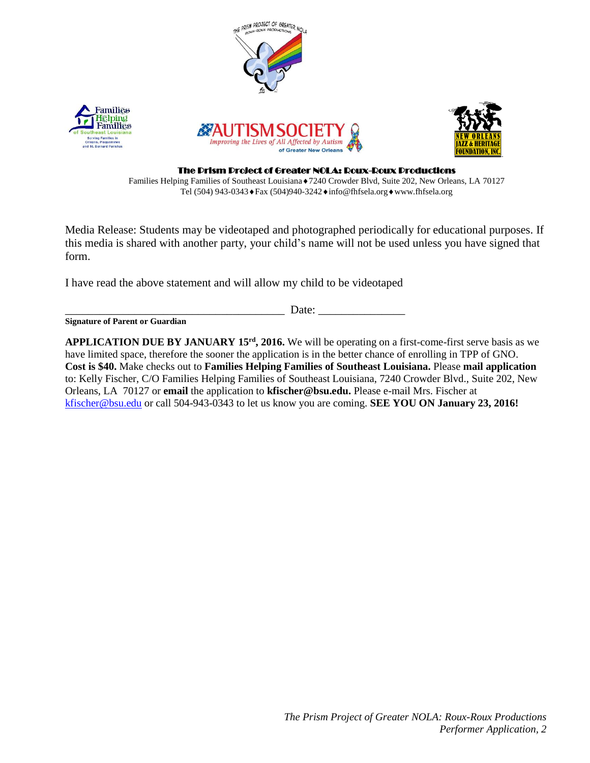**The Prism Project of Greater NOLA: Roux-Roux Productions**

Families Helping Families of Southeast Louisiana ♦ 7240 Crowder Blvd, Suite 202, New Orleans, LA 70127
Tel (504) 943-0343 ♦ Fax (504)940-3242 ♦ info@fhfsela.org ♦ www.fhfsela.org

Media Release: Students may be videotaped and photographed periodically for educational purposes. If this media is shared with another party, your child's name will not be used unless you have signed that form.

I have read the above statement and will allow my child to be videotaped

_______________________________________ Date: _______________

**Signature of Parent or Guardian**

**APPLICATION DUE BY JANUARY 15rd, 2016.** We will be operating on a first-come-first serve basis as we have limited space, therefore the sooner the application is in the better chance of enrolling in TPP of GNO. **Cost is $40.** Make checks out to **Families Helping Families of Southeast Louisiana.** Please **mail application** to: Kelly Fischer, C/O Families Helping Families of Southeast Louisiana, 7240 Crowder Blvd., Suite 202, New Orleans, LA 70127 or **email** the application to **kfischer@bsu.edu.** Please e-mail Mrs. Fischer at kfischer@bsu.edu or call 504-943-0343 to let us know you are coming. **SEE YOU ON January 23, 2016!**

*The Prism Project of Greater NOLA: Roux-Roux Productions*
*Performer Application, 2*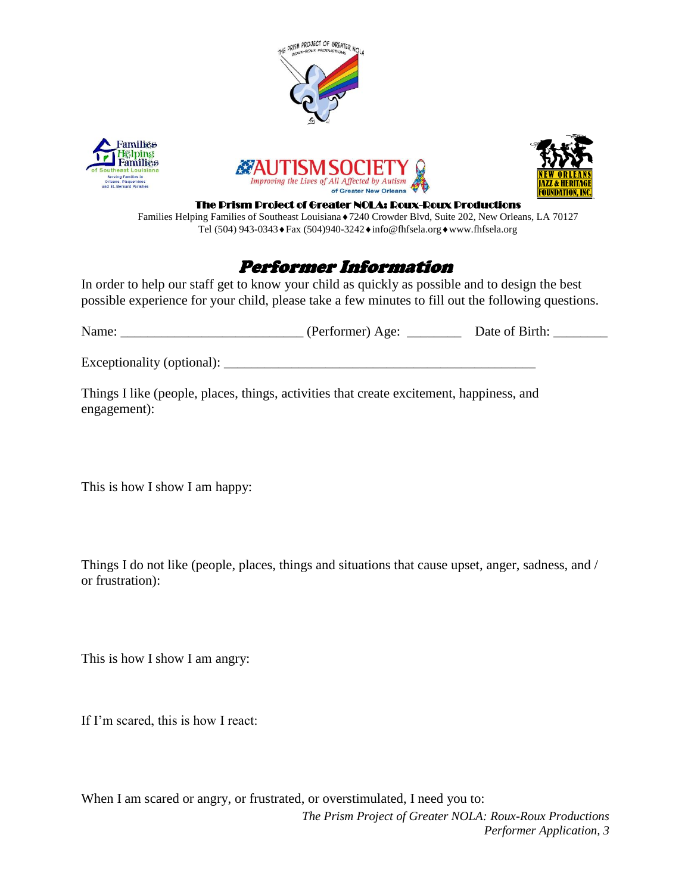**The Prism Project of Greater NOLA: Roux-Roux Productions**

Families Helping Families of Southeast Louisiana ♦ 7240 Crowder Blvd, Suite 202, New Orleans, LA 70127
Tel (504) 943-0343 ♦ Fax (504)940-3242 ♦ info@fhfsela.org ♦ www.fhfsela.org

# Performer Information

In order to help our staff get to know your child as quickly as possible and to design the best possible experience for your child, please take a few minutes to fill out the following questions.

Name: __________________________ (Performer) Age: ________ Date of Birth: ________

Exceptionality (optional): ____________________________________________

Things I like (people, places, things, activities that create excitement, happiness, and engagement):

This is how I show I am happy:

Things I do not like (people, places, things and situations that cause upset, anger, sadness, and / or frustration):

This is how I show I am angry:

If I'm scared, this is how I react:

When I am scared or angry, or frustrated, or overstimulated, I need you to: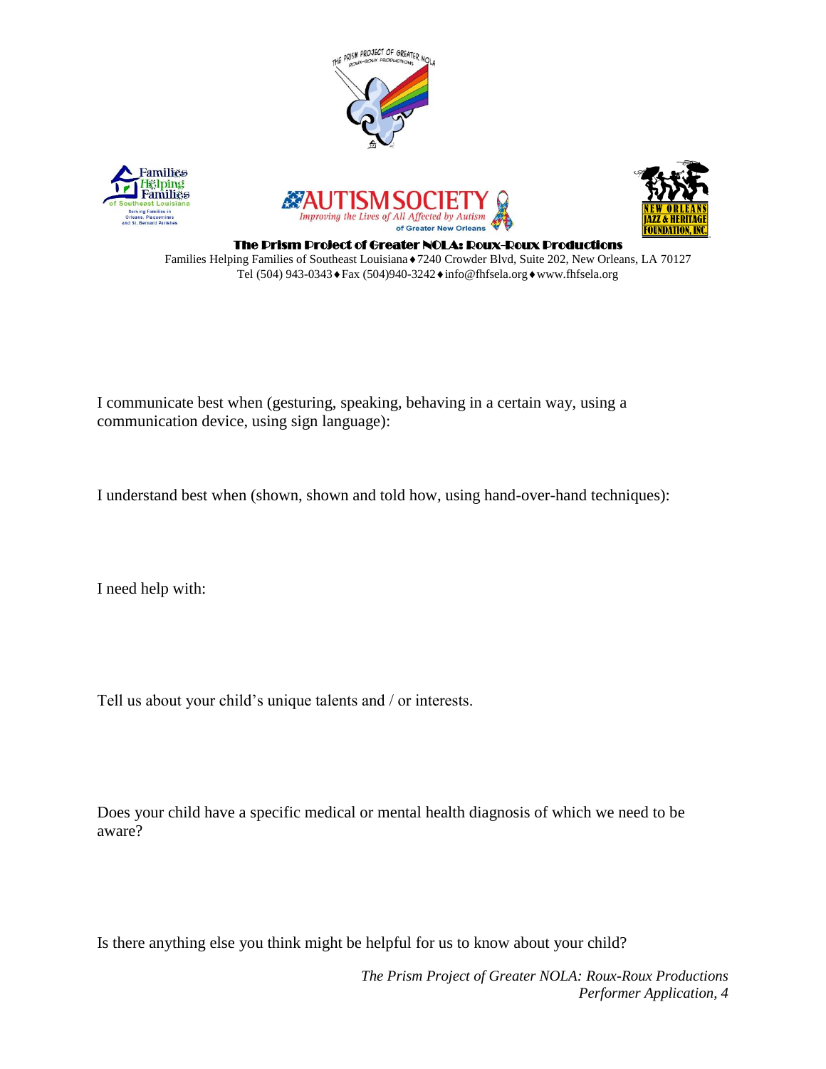**The Prism Project of Greater NOLA: Roux-Roux Productions**

Families Helping Families of Southeast Louisiana ♦ 7240 Crowder Blvd, Suite 202, New Orleans, LA 70127
Tel (504) 943-0343 ♦ Fax (504)940-3242 ♦ info@fhfsela.org ♦ www.fhfsela.org

I communicate best when (gesturing, speaking, behaving in a certain way, using a communication device, using sign language):

I understand best when (shown, shown and told how, using hand-over-hand techniques):

I need help with:

Tell us about your child's unique talents and / or interests.

Does your child have a specific medical or mental health diagnosis of which we need to be aware?

Is there anything else you think might be helpful for us to know about your child?

*The Prism Project of Greater NOLA: Roux-Roux Productions*
*Performer Application, 4*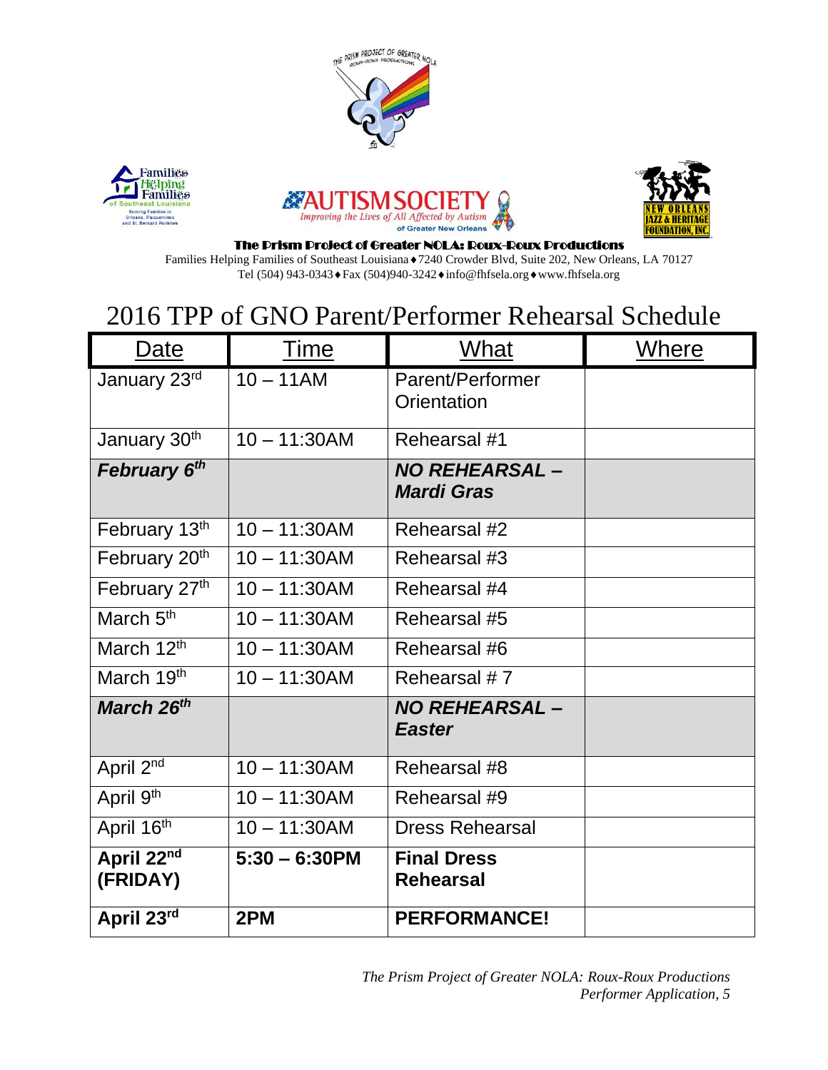**The Prism Project of Greater NOLA: Roux-Roux Productions**

Families Helping Families of Southeast Louisiana ♦ 7240 Crowder Blvd, Suite 202, New Orleans, LA 70127
Tel (504) 943-0343 ♦ Fax (504)940-3242 ♦ info@fhfsela.org ♦ www.fhfsela.org

# 2016 TPP of GNO Parent/Performer Rehearsal Schedule

| Date | Time | What | Where |
|---|---|---|---|
| January 23rd | 10 – 11AM | Parent/Performer Orientation | |
| January 30th | 10 – 11:30AM | Rehearsal #1 | |
| ***February 6th*** | | ***NO REHEARSAL – Mardi Gras*** | |
| February 13th | 10 – 11:30AM | Rehearsal #2 | |
| February 20th | 10 – 11:30AM | Rehearsal #3 | |
| February 27th | 10 – 11:30AM | Rehearsal #4 | |
| March 5th | 10 – 11:30AM | Rehearsal #5 | |
| March 12th | 10 – 11:30AM | Rehearsal #6 | |
| March 19th | 10 – 11:30AM | Rehearsal # 7 | |
| ***March 26th*** | | ***NO REHEARSAL – Easter*** | |
| April 2nd | 10 – 11:30AM | Rehearsal #8 | |
| April 9th | 10 – 11:30AM | Rehearsal #9 | |
| April 16th | 10 – 11:30AM | Dress Rehearsal | |
| **April 22nd (FRIDAY)** | **5:30 – 6:30PM** | **Final Dress Rehearsal** | |
| **April 23rd** | **2PM** | **PERFORMANCE!** | |

*The Prism Project of Greater NOLA: Roux-Roux Productions*
*Performer Application, 5*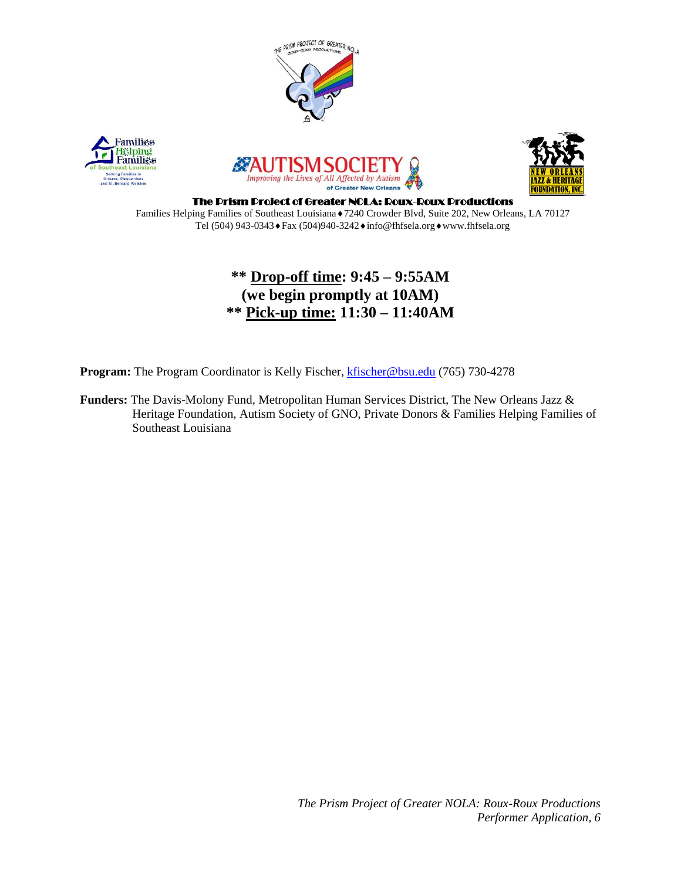**The Prism Project of Greater NOLA: Roux-Roux Productions**

Families Helping Families of Southeast Louisiana ♦ 7240 Crowder Blvd, Suite 202, New Orleans, LA 70127
Tel (504) 943-0343 ♦ Fax (504)940-3242 ♦ info@fhfsela.org ♦ www.fhfsela.org

**\*\* Drop-off time: 9:45 – 9:55AM**
**(we begin promptly at 10AM)**
**\*\* Pick-up time: 11:30 – 11:40AM**

**Program:** The Program Coordinator is Kelly Fischer, kfischer@bsu.edu (765) 730-4278

**Funders:** The Davis-Molony Fund, Metropolitan Human Services District, The New Orleans Jazz & Heritage Foundation, Autism Society of GNO, Private Donors & Families Helping Families of Southeast Louisiana